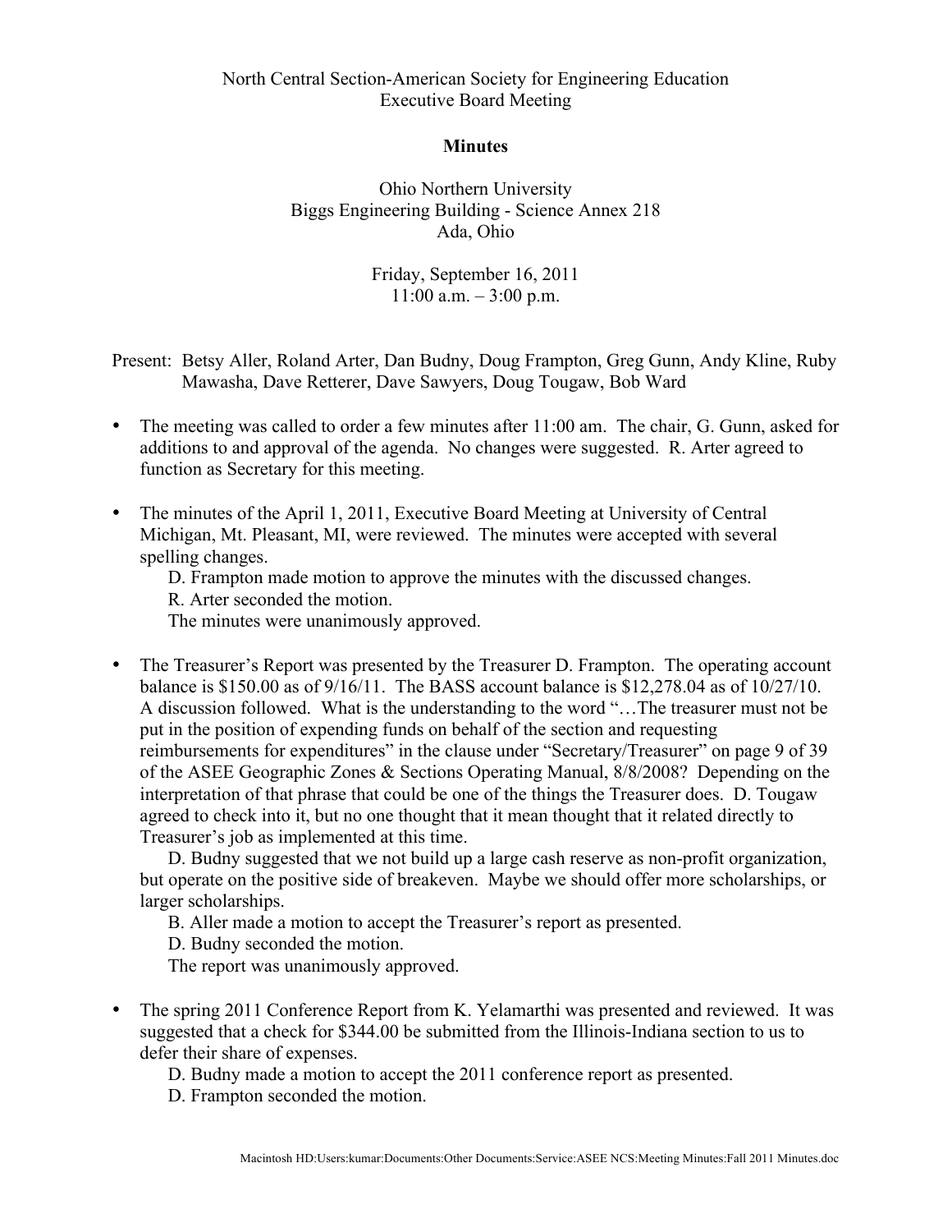North Central Section-American Society for Engineering Education
Executive Board Meeting

**Minutes**

Ohio Northern University
Biggs Engineering Building - Science Annex 218
Ada, Ohio

Friday, September 16, 2011
11:00 a.m. – 3:00 p.m.

Present: Betsy Aller, Roland Arter, Dan Budny, Doug Frampton, Greg Gunn, Andy Kline, Ruby Mawasha, Dave Retterer, Dave Sawyers, Doug Tougaw, Bob Ward

- The meeting was called to order a few minutes after 11:00 am. The chair, G. Gunn, asked for additions to and approval of the agenda. No changes were suggested. R. Arter agreed to function as Secretary for this meeting.

- The minutes of the April 1, 2011, Executive Board Meeting at University of Central Michigan, Mt. Pleasant, MI, were reviewed. The minutes were accepted with several spelling changes.
  D. Frampton made motion to approve the minutes with the discussed changes.
  R. Arter seconded the motion.
  The minutes were unanimously approved.

- The Treasurer's Report was presented by the Treasurer D. Frampton. The operating account balance is $150.00 as of 9/16/11. The BASS account balance is $12,278.04 as of 10/27/10. A discussion followed. What is the understanding to the word "…The treasurer must not be put in the position of expending funds on behalf of the section and requesting reimbursements for expenditures" in the clause under "Secretary/Treasurer" on page 9 of 39 of the ASEE Geographic Zones & Sections Operating Manual, 8/8/2008? Depending on the interpretation of that phrase that could be one of the things the Treasurer does. D. Tougaw agreed to check into it, but no one thought that it mean thought that it related directly to Treasurer's job as implemented at this time.
  D. Budny suggested that we not build up a large cash reserve as non-profit organization, but operate on the positive side of breakeven. Maybe we should offer more scholarships, or larger scholarships.
  B. Aller made a motion to accept the Treasurer's report as presented.
  D. Budny seconded the motion.
  The report was unanimously approved.

- The spring 2011 Conference Report from K. Yelamarthi was presented and reviewed. It was suggested that a check for $344.00 be submitted from the Illinois-Indiana section to us to defer their share of expenses.
  D. Budny made a motion to accept the 2011 conference report as presented.
  D. Frampton seconded the motion.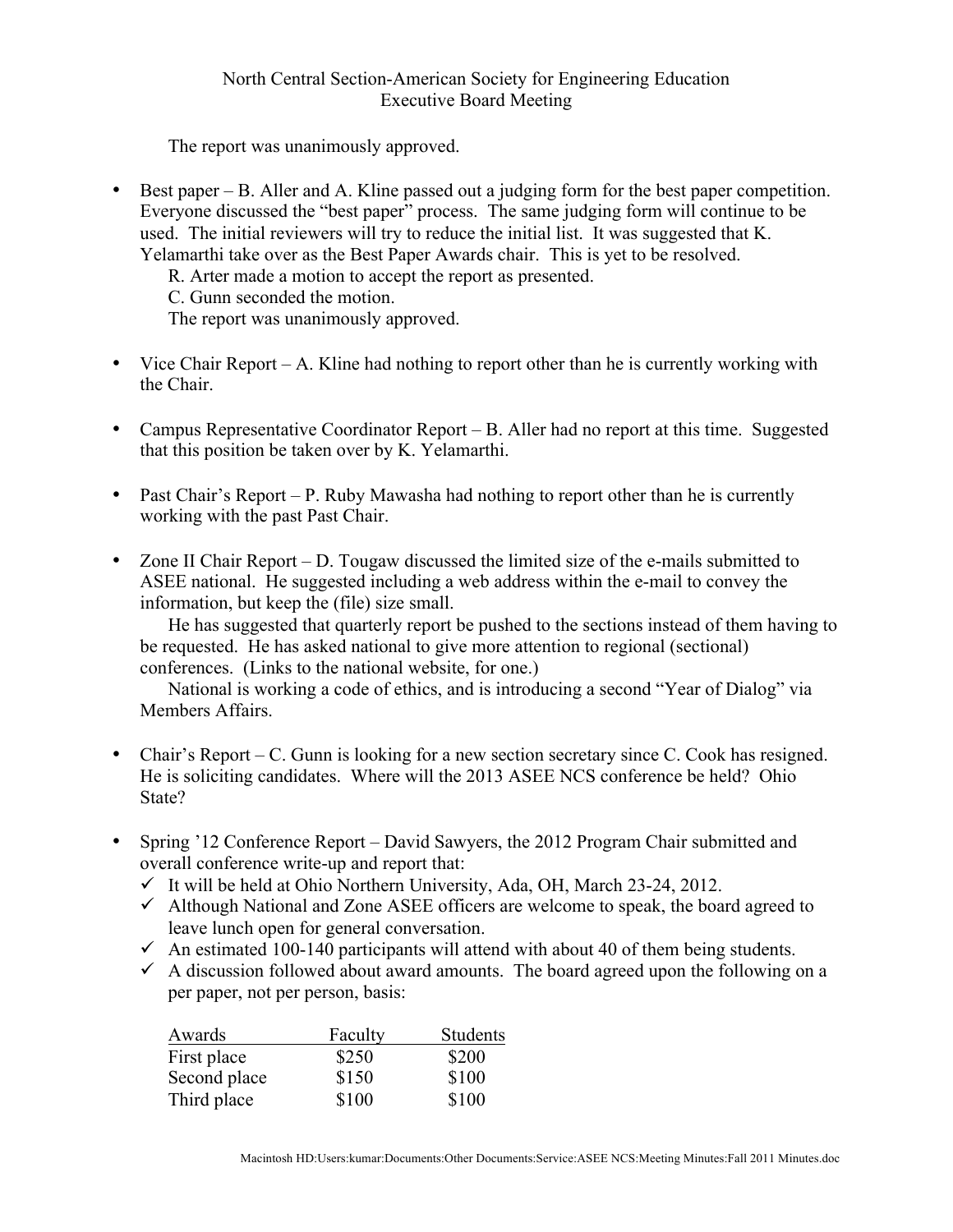The report was unanimously approved.

- Best paper – B. Aller and A. Kline passed out a judging form for the best paper competition. Everyone discussed the "best paper" process. The same judging form will continue to be used. The initial reviewers will try to reduce the initial list. It was suggested that K. Yelamarthi take over as the Best Paper Awards chair. This is yet to be resolved.

  R. Arter made a motion to accept the report as presented.

  C. Gunn seconded the motion.

  The report was unanimously approved.

- Vice Chair Report – A. Kline had nothing to report other than he is currently working with the Chair.

- Campus Representative Coordinator Report – B. Aller had no report at this time. Suggested that this position be taken over by K. Yelamarthi.

- Past Chair's Report – P. Ruby Mawasha had nothing to report other than he is currently working with the past Past Chair.

- Zone II Chair Report – D. Tougaw discussed the limited size of the e-mails submitted to ASEE national. He suggested including a web address within the e-mail to convey the information, but keep the (file) size small.

  He has suggested that quarterly report be pushed to the sections instead of them having to be requested. He has asked national to give more attention to regional (sectional) conferences. (Links to the national website, for one.)

  National is working a code of ethics, and is introducing a second "Year of Dialog" via Members Affairs.

- Chair's Report – C. Gunn is looking for a new section secretary since C. Cook has resigned. He is soliciting candidates. Where will the 2013 ASEE NCS conference be held? Ohio State?

- Spring '12 Conference Report – David Sawyers, the 2012 Program Chair submitted and overall conference write-up and report that:
  - ✓ It will be held at Ohio Northern University, Ada, OH, March 23-24, 2012.
  - ✓ Although National and Zone ASEE officers are welcome to speak, the board agreed to leave lunch open for general conversation.
  - ✓ An estimated 100-140 participants will attend with about 40 of them being students.
  - ✓ A discussion followed about award amounts. The board agreed upon the following on a per paper, not per person, basis:

| Awards | Faculty | Students |
|---|---|---|
| First place | $250 | $200 |
| Second place | $150 | $100 |
| Third place | $100 | $100 |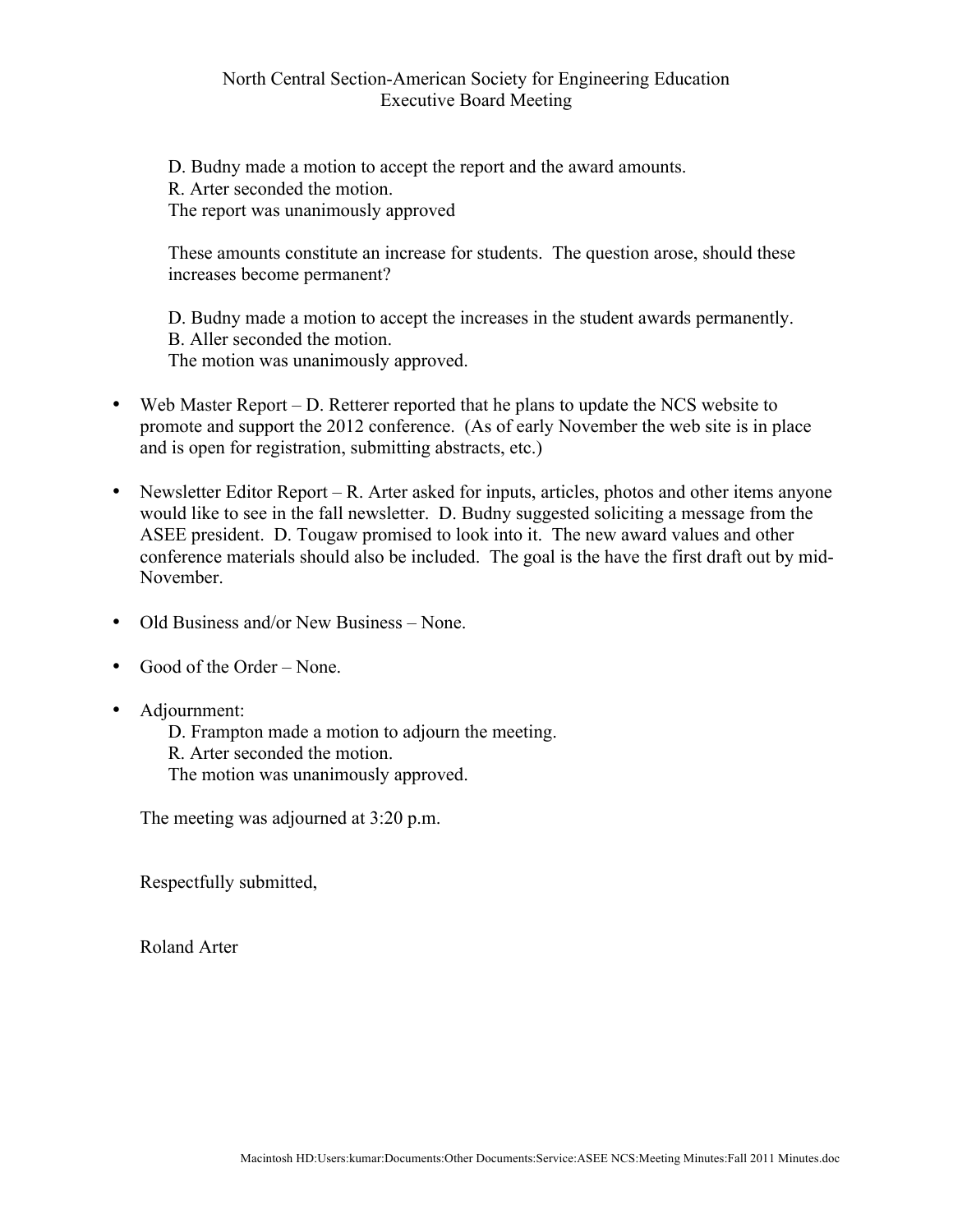D. Budny made a motion to accept the report and the award amounts.
R. Arter seconded the motion.
The report was unanimously approved

These amounts constitute an increase for students. The question arose, should these increases become permanent?

D. Budny made a motion to accept the increases in the student awards permanently.
B. Aller seconded the motion.
The motion was unanimously approved.

- Web Master Report – D. Retterer reported that he plans to update the NCS website to promote and support the 2012 conference. (As of early November the web site is in place and is open for registration, submitting abstracts, etc.)

- Newsletter Editor Report – R. Arter asked for inputs, articles, photos and other items anyone would like to see in the fall newsletter. D. Budny suggested soliciting a message from the ASEE president. D. Tougaw promised to look into it. The new award values and other conference materials should also be included. The goal is the have the first draft out by mid-November.

- Old Business and/or New Business – None.

- Good of the Order – None.

- Adjournment:
  D. Frampton made a motion to adjourn the meeting.
  R. Arter seconded the motion.
  The motion was unanimously approved.

The meeting was adjourned at 3:20 p.m.

Respectfully submitted,

Roland Arter